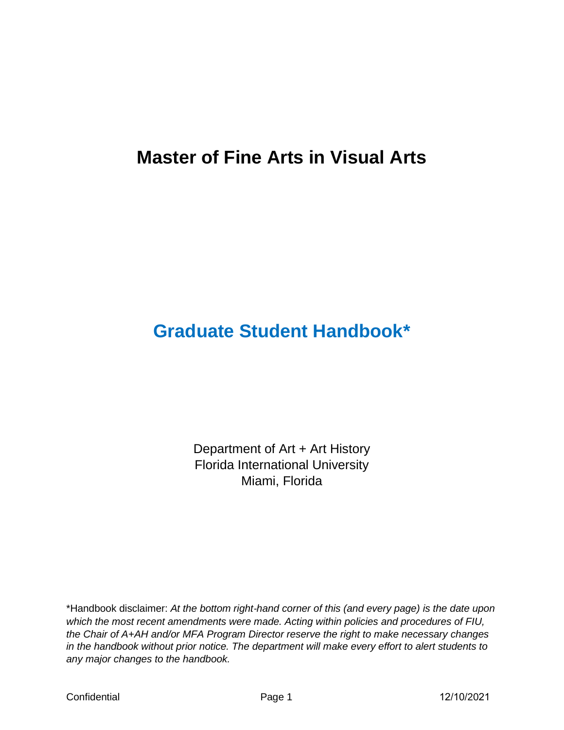# Master of Fine Arts in Visual Arts

## Graduate Student Handbook*

Department of Art + Art History
Florida International University
Miami, Florida

*Handbook disclaimer: *At the bottom right-hand corner of this (and every page) is the date upon which the most recent amendments were made. Acting within policies and procedures of FIU, the Chair of A+AH and/or MFA Program Director reserve the right to make necessary changes in the handbook without prior notice. The department will make every effort to alert students to any major changes to the handbook.*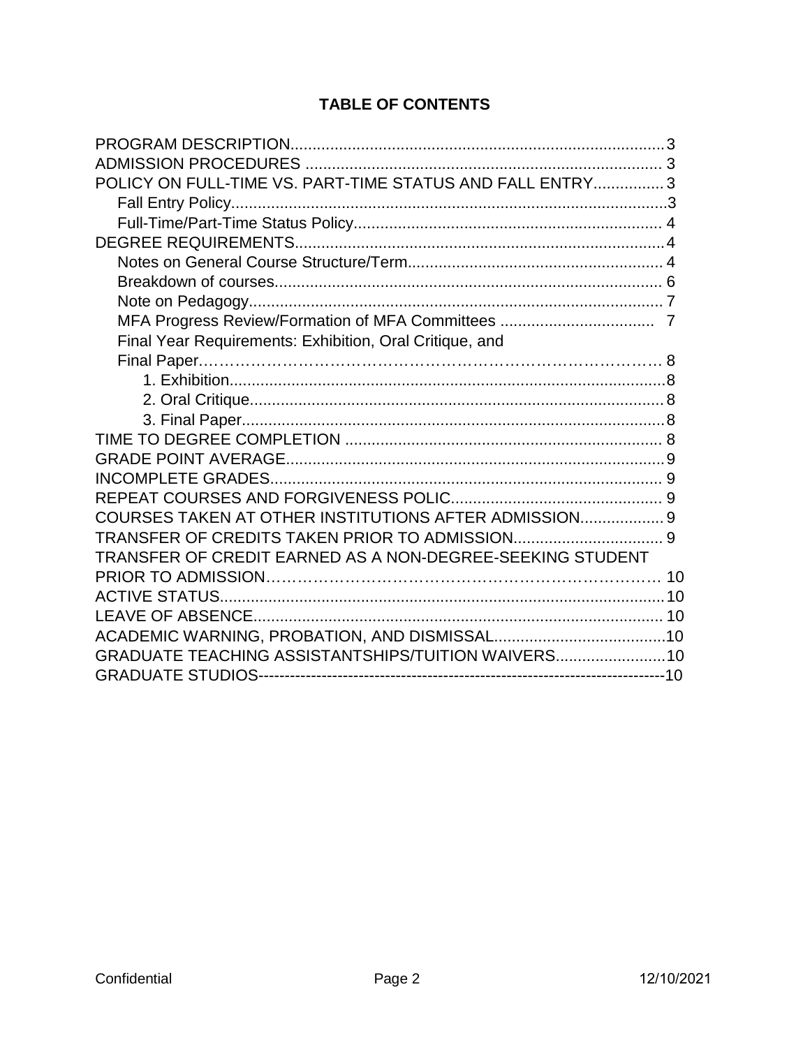## TABLE OF CONTENTS

PROGRAM DESCRIPTION....................................................................................3
ADMISSION PROCEDURES ................................................................................ 3
POLICY ON FULL-TIME VS. PART-TIME STATUS AND FALL ENTRY................3
- Fall Entry Policy..................................................................................................3
- Full-Time/Part-Time Status Policy..................................................................... 4

DEGREE REQUIREMENTS...................................................................................4
- Notes on General Course Structure/Term......................................................... 4
- Breakdown of courses....................................................................................... 6
- Note on Pedagogy............................................................................................. 7
- MFA Progress Review/Formation of MFA Committees .................................. 7
- Final Year Requirements: Exhibition, Oral Critique, and Final Paper………………………………………………………………………… 8
  1. Exhibition..................................................................................................8
  2. Oral Critique.............................................................................................8
  3. Final Paper...............................................................................................8

TIME TO DEGREE COMPLETION ....................................................................... 8
GRADE POINT AVERAGE.....................................................................................9
INCOMPLETE GRADES........................................................................................ 9
REPEAT COURSES AND FORGIVENESS POLIC................................................ 9
COURSES TAKEN AT OTHER INSTITUTIONS AFTER ADMISSION.................. 9
TRANSFER OF CREDITS TAKEN PRIOR TO ADMISSION................................. 9
TRANSFER OF CREDIT EARNED AS A NON-DEGREE-SEEKING STUDENT PRIOR TO ADMISSION………………………………………………………………… 10
ACTIVE STATUS...................................................................................................10
LEAVE OF ABSENCE........................................................................................... 10
ACADEMIC WARNING, PROBATION, AND DISMISSAL.......................................10
GRADUATE TEACHING ASSISTANTSHIPS/TUITION WAIVERS.........................10
GRADUATE STUDIOS--------------------------------------------------------------------------10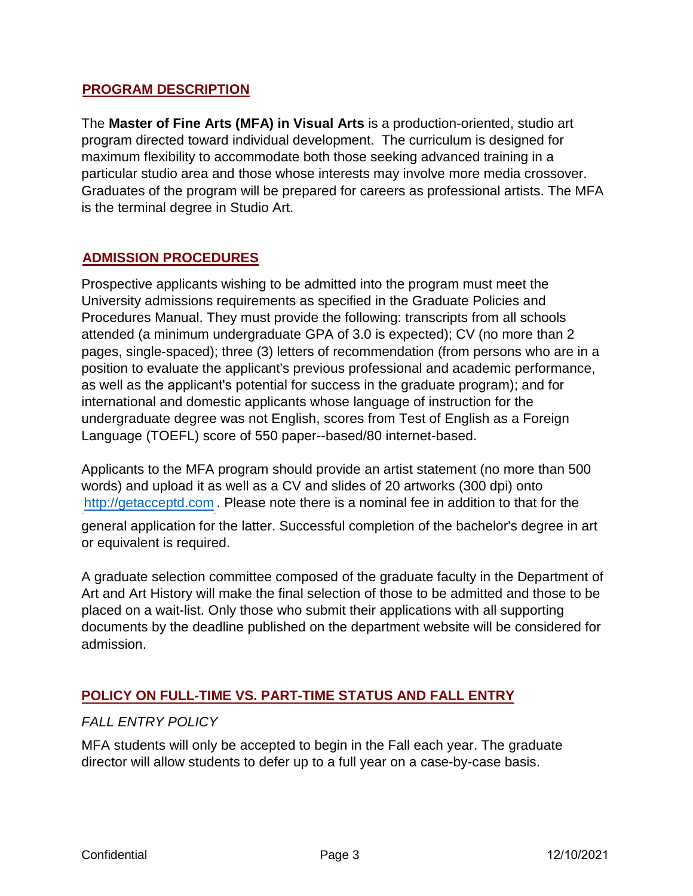## PROGRAM DESCRIPTION

The **Master of Fine Arts (MFA) in Visual Arts** is a production-oriented, studio art program directed toward individual development. The curriculum is designed for maximum flexibility to accommodate both those seeking advanced training in a particular studio area and those whose interests may involve more media crossover. Graduates of the program will be prepared for careers as professional artists. The MFA is the terminal degree in Studio Art.

## ADMISSION PROCEDURES

Prospective applicants wishing to be admitted into the program must meet the University admissions requirements as specified in the Graduate Policies and Procedures Manual. They must provide the following: transcripts from all schools attended (a minimum undergraduate GPA of 3.0 is expected); CV (no more than 2 pages, single-spaced); three (3) letters of recommendation (from persons who are in a position to evaluate the applicant's previous professional and academic performance, as well as the applicant's potential for success in the graduate program); and for international and domestic applicants whose language of instruction for the undergraduate degree was not English, scores from Test of English as a Foreign Language (TOEFL) score of 550 paper--based/80 internet-based.

Applicants to the MFA program should provide an artist statement (no more than 500 words) and upload it as well as a CV and slides of 20 artworks (300 dpi) onto [http://getacceptd.com](http://getacceptd.com). Please note there is a nominal fee in addition to that for the general application for the latter. Successful completion of the bachelor's degree in art or equivalent is required.

A graduate selection committee composed of the graduate faculty in the Department of Art and Art History will make the final selection of those to be admitted and those to be placed on a wait-list. Only those who submit their applications with all supporting documents by the deadline published on the department website will be considered for admission.

## POLICY ON FULL-TIME VS. PART-TIME STATUS AND FALL ENTRY

*FALL ENTRY POLICY*

MFA students will only be accepted to begin in the Fall each year. The graduate director will allow students to defer up to a full year on a case-by-case basis.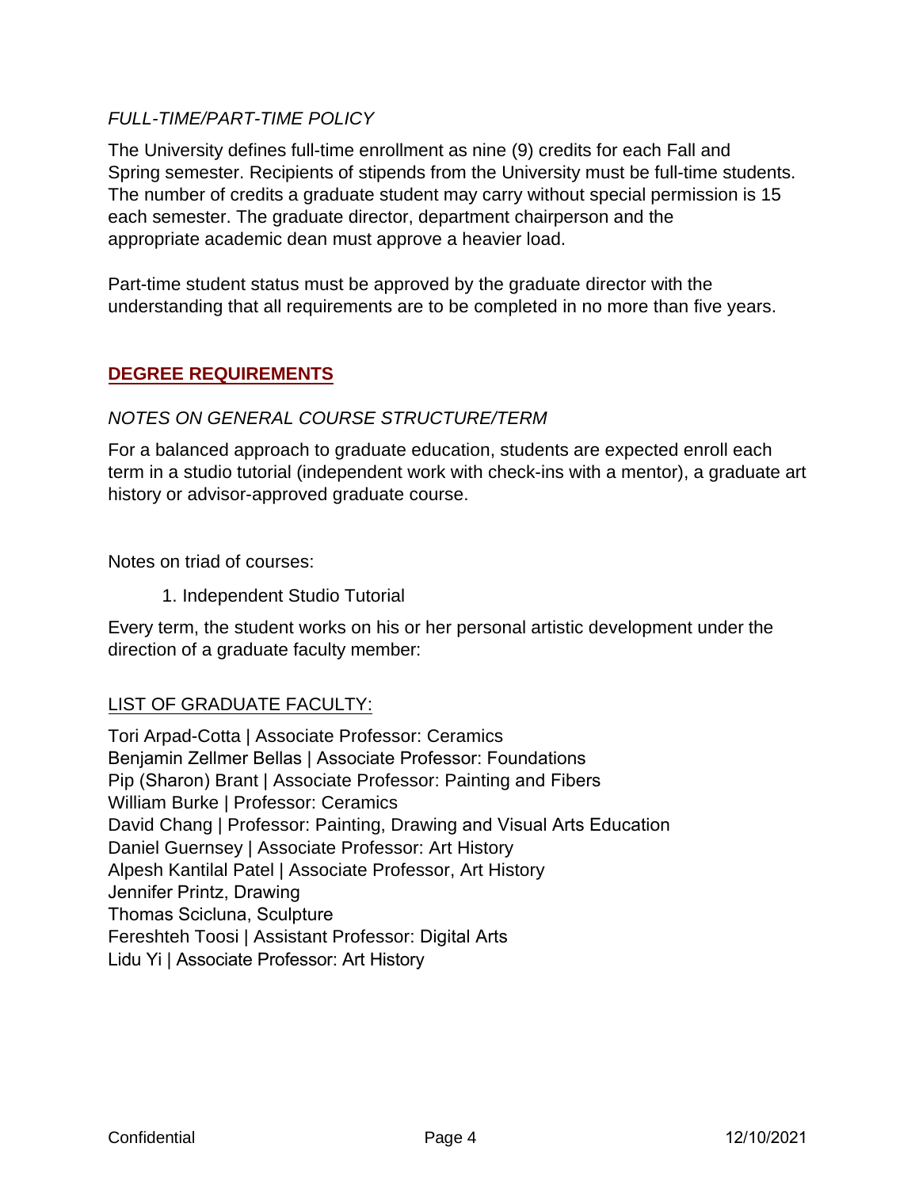*FULL-TIME/PART-TIME POLICY*

The University defines full-time enrollment as nine (9) credits for each Fall and Spring semester. Recipients of stipends from the University must be full-time students. The number of credits a graduate student may carry without special permission is 15 each semester. The graduate director, department chairperson and the appropriate academic dean must approve a heavier load.

Part-time student status must be approved by the graduate director with the understanding that all requirements are to be completed in no more than five years.

## DEGREE REQUIREMENTS

*NOTES ON GENERAL COURSE STRUCTURE/TERM*

For a balanced approach to graduate education, students are expected enroll each term in a studio tutorial (independent work with check-ins with a mentor), a graduate art history or advisor-approved graduate course.

Notes on triad of courses:

1. Independent Studio Tutorial

Every term, the student works on his or her personal artistic development under the direction of a graduate faculty member:

LIST OF GRADUATE FACULTY:

Tori Arpad-Cotta | Associate Professor: Ceramics
Benjamin Zellmer Bellas | Associate Professor: Foundations
Pip (Sharon) Brant | Associate Professor: Painting and Fibers
William Burke | Professor: Ceramics
David Chang | Professor: Painting, Drawing and Visual Arts Education
Daniel Guernsey | Associate Professor: Art History
Alpesh Kantilal Patel | Associate Professor, Art History
Jennifer Printz, Drawing
Thomas Scicluna, Sculpture
Fereshteh Toosi | Assistant Professor: Digital Arts
Lidu Yi | Associate Professor: Art History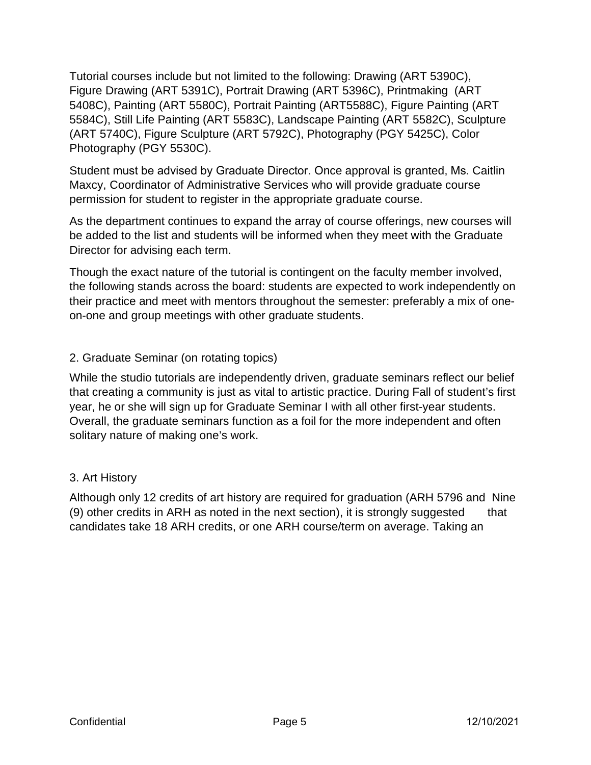Tutorial courses include but not limited to the following: Drawing (ART 5390C), Figure Drawing (ART 5391C), Portrait Drawing (ART 5396C), Printmaking (ART 5408C), Painting (ART 5580C), Portrait Painting (ART5588C), Figure Painting (ART 5584C), Still Life Painting (ART 5583C), Landscape Painting (ART 5582C), Sculpture (ART 5740C), Figure Sculpture (ART 5792C), Photography (PGY 5425C), Color Photography (PGY 5530C).

Student must be advised by Graduate Director. Once approval is granted, Ms. Caitlin Maxcy, Coordinator of Administrative Services who will provide graduate course permission for student to register in the appropriate graduate course.

As the department continues to expand the array of course offerings, new courses will be added to the list and students will be informed when they meet with the Graduate Director for advising each term.

Though the exact nature of the tutorial is contingent on the faculty member involved, the following stands across the board: students are expected to work independently on their practice and meet with mentors throughout the semester: preferably a mix of one-on-one and group meetings with other graduate students.

## 2. Graduate Seminar (on rotating topics)

While the studio tutorials are independently driven, graduate seminars reflect our belief that creating a community is just as vital to artistic practice. During Fall of student's first year, he or she will sign up for Graduate Seminar I with all other first-year students. Overall, the graduate seminars function as a foil for the more independent and often solitary nature of making one's work.

## 3. Art History

Although only 12 credits of art history are required for graduation (ARH 5796 and Nine (9) other credits in ARH as noted in the next section), it is strongly suggested that candidates take 18 ARH credits, or one ARH course/term on average. Taking an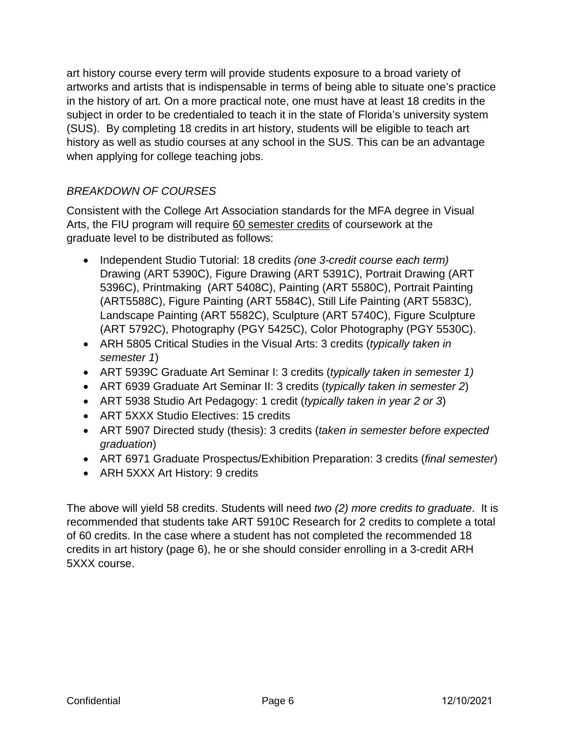art history course every term will provide students exposure to a broad variety of artworks and artists that is indispensable in terms of being able to situate one's practice in the history of art. On a more practical note, one must have at least 18 credits in the subject in order to be credentialed to teach it in the state of Florida's university system (SUS). By completing 18 credits in art history, students will be eligible to teach art history as well as studio courses at any school in the SUS. This can be an advantage when applying for college teaching jobs.

### *BREAKDOWN OF COURSES*

Consistent with the College Art Association standards for the MFA degree in Visual Arts, the FIU program will require <u>60 semester credits</u> of coursework at the graduate level to be distributed as follows:

- Independent Studio Tutorial: 18 credits *(one 3-credit course each term)* Drawing (ART 5390C), Figure Drawing (ART 5391C), Portrait Drawing (ART 5396C), Printmaking (ART 5408C), Painting (ART 5580C), Portrait Painting (ART5588C), Figure Painting (ART 5584C), Still Life Painting (ART 5583C), Landscape Painting (ART 5582C), Sculpture (ART 5740C), Figure Sculpture (ART 5792C), Photography (PGY 5425C), Color Photography (PGY 5530C).
- ARH 5805 Critical Studies in the Visual Arts: 3 credits (*typically taken in semester 1*)
- ART 5939C Graduate Art Seminar I: 3 credits (*typically taken in semester 1)*
- ART 6939 Graduate Art Seminar II: 3 credits (*typically taken in semester 2*)
- ART 5938 Studio Art Pedagogy: 1 credit (*typically taken in year 2 or 3*)
- ART 5XXX Studio Electives: 15 credits
- ART 5907 Directed study (thesis): 3 credits (*taken in semester before expected graduation*)
- ART 6971 Graduate Prospectus/Exhibition Preparation: 3 credits (*final semester*)
- ARH 5XXX Art History: 9 credits

The above will yield 58 credits. Students will need *two (2) more credits to graduate*. It is recommended that students take ART 5910C Research for 2 credits to complete a total of 60 credits. In the case where a student has not completed the recommended 18 credits in art history (page 6), he or she should consider enrolling in a 3-credit ARH 5XXX course.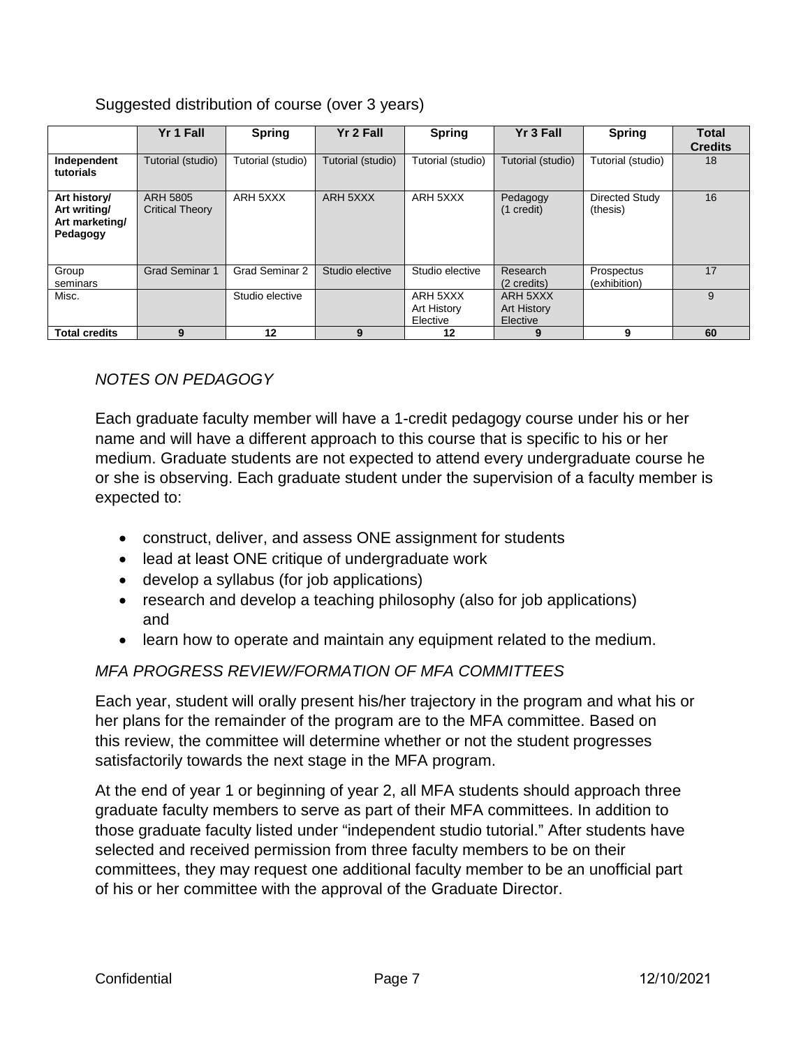Suggested distribution of course (over 3 years)

| | Yr 1 Fall | Spring | Yr 2 Fall | Spring | Yr 3 Fall | Spring | Total Credits |
|---|---|---|---|---|---|---|---|
| **Independent tutorials** | Tutorial (studio) | Tutorial (studio) | Tutorial (studio) | Tutorial (studio) | Tutorial (studio) | Tutorial (studio) | 18 |
| **Art history/ Art writing/ Art marketing/ Pedagogy** | ARH 5805 Critical Theory | ARH 5XXX | ARH 5XXX | ARH 5XXX | Pedagogy (1 credit) | Directed Study (thesis) | 16 |
| Group seminars | Grad Seminar 1 | Grad Seminar 2 | Studio elective | Studio elective | Research (2 credits) | Prospectus (exhibition) | 17 |
| Misc. | | Studio elective | | ARH 5XXX Art History Elective | ARH 5XXX Art History Elective | | 9 |
| **Total credits** | **9** | **12** | **9** | **12** | **9** | **9** | **60** |

### *NOTES ON PEDAGOGY*

Each graduate faculty member will have a 1-credit pedagogy course under his or her name and will have a different approach to this course that is specific to his or her medium. Graduate students are not expected to attend every undergraduate course he or she is observing. Each graduate student under the supervision of a faculty member is expected to:

- construct, deliver, and assess ONE assignment for students
- lead at least ONE critique of undergraduate work
- develop a syllabus (for job applications)
- research and develop a teaching philosophy (also for job applications) and
- learn how to operate and maintain any equipment related to the medium.

### *MFA PROGRESS REVIEW/FORMATION OF MFA COMMITTEES*

Each year, student will orally present his/her trajectory in the program and what his or her plans for the remainder of the program are to the MFA committee. Based on this review, the committee will determine whether or not the student progresses satisfactorily towards the next stage in the MFA program.

At the end of year 1 or beginning of year 2, all MFA students should approach three graduate faculty members to serve as part of their MFA committees. In addition to those graduate faculty listed under "independent studio tutorial." After students have selected and received permission from three faculty members to be on their committees, they may request one additional faculty member to be an unofficial part of his or her committee with the approval of the Graduate Director.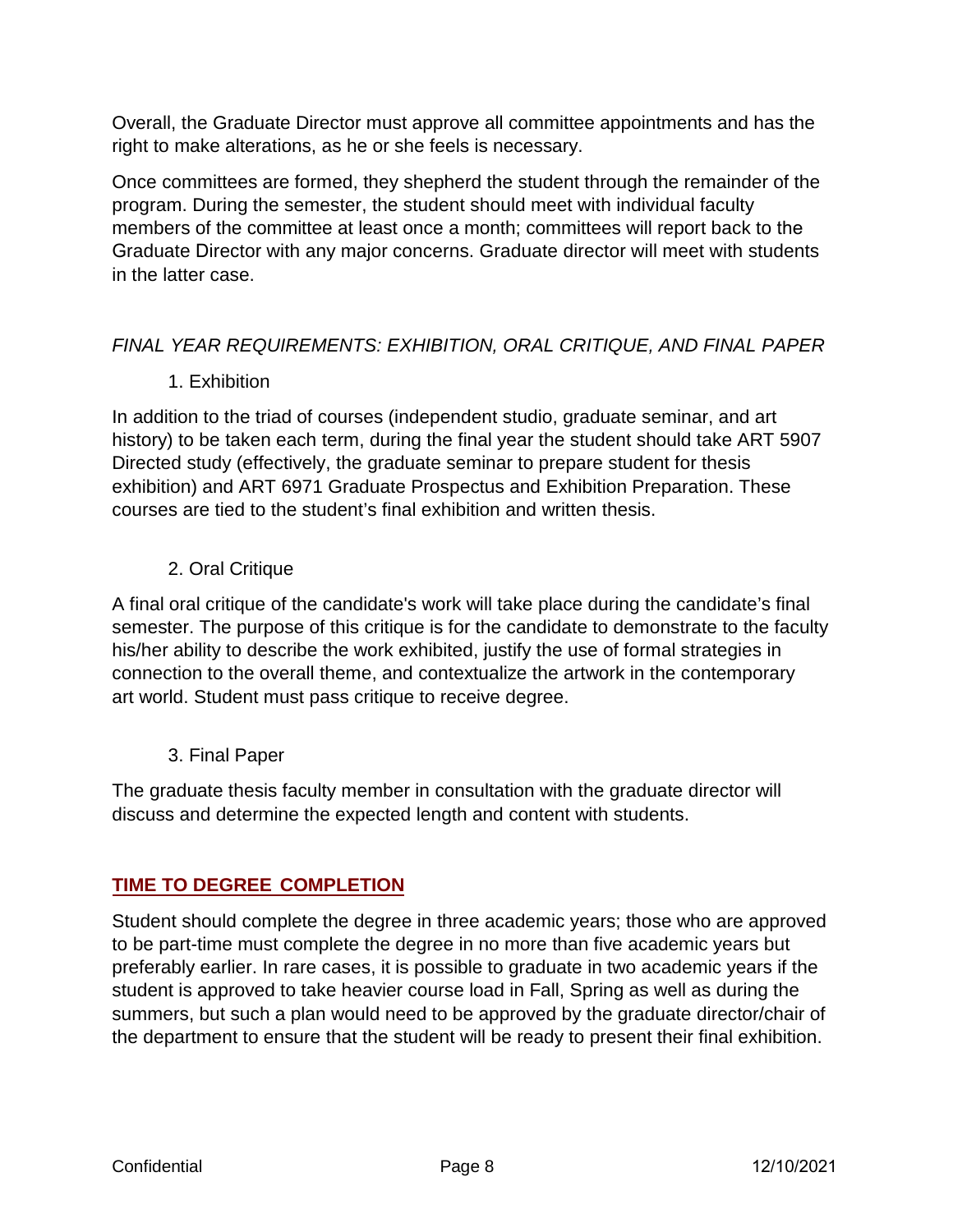Overall, the Graduate Director must approve all committee appointments and has the right to make alterations, as he or she feels is necessary.

Once committees are formed, they shepherd the student through the remainder of the program. During the semester, the student should meet with individual faculty members of the committee at least once a month; committees will report back to the Graduate Director with any major concerns. Graduate director will meet with students in the latter case.

*FINAL YEAR REQUIREMENTS: EXHIBITION, ORAL CRITIQUE, AND FINAL PAPER*

1. Exhibition

In addition to the triad of courses (independent studio, graduate seminar, and art history) to be taken each term, during the final year the student should take ART 5907 Directed study (effectively, the graduate seminar to prepare student for thesis exhibition) and ART 6971 Graduate Prospectus and Exhibition Preparation. These courses are tied to the student's final exhibition and written thesis.

2. Oral Critique

A final oral critique of the candidate's work will take place during the candidate's final semester. The purpose of this critique is for the candidate to demonstrate to the faculty his/her ability to describe the work exhibited, justify the use of formal strategies in connection to the overall theme, and contextualize the artwork in the contemporary art world. Student must pass critique to receive degree.

3. Final Paper

The graduate thesis faculty member in consultation with the graduate director will discuss and determine the expected length and content with students.

## TIME TO DEGREE COMPLETION

Student should complete the degree in three academic years; those who are approved to be part-time must complete the degree in no more than five academic years but preferably earlier. In rare cases, it is possible to graduate in two academic years if the student is approved to take heavier course load in Fall, Spring as well as during the summers, but such a plan would need to be approved by the graduate director/chair of the department to ensure that the student will be ready to present their final exhibition.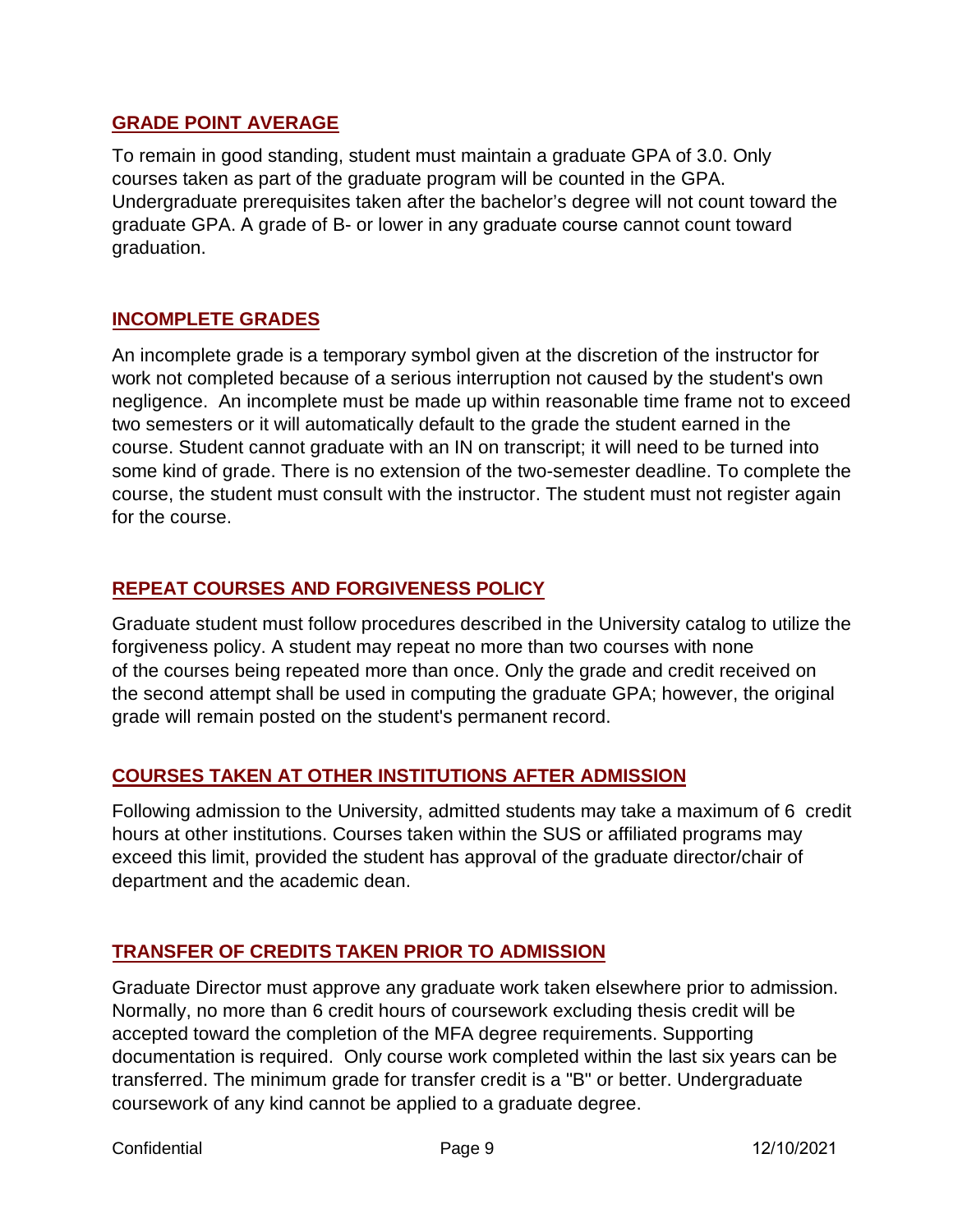## GRADE POINT AVERAGE

To remain in good standing, student must maintain a graduate GPA of 3.0. Only courses taken as part of the graduate program will be counted in the GPA. Undergraduate prerequisites taken after the bachelor's degree will not count toward the graduate GPA. A grade of B- or lower in any graduate course cannot count toward graduation.

## INCOMPLETE GRADES

An incomplete grade is a temporary symbol given at the discretion of the instructor for work not completed because of a serious interruption not caused by the student's own negligence. An incomplete must be made up within reasonable time frame not to exceed two semesters or it will automatically default to the grade the student earned in the course. Student cannot graduate with an IN on transcript; it will need to be turned into some kind of grade. There is no extension of the two-semester deadline. To complete the course, the student must consult with the instructor. The student must not register again for the course.

## REPEAT COURSES AND FORGIVENESS POLICY

Graduate student must follow procedures described in the University catalog to utilize the forgiveness policy. A student may repeat no more than two courses with none of the courses being repeated more than once. Only the grade and credit received on the second attempt shall be used in computing the graduate GPA; however, the original grade will remain posted on the student's permanent record.

## COURSES TAKEN AT OTHER INSTITUTIONS AFTER ADMISSION

Following admission to the University, admitted students may take a maximum of 6 credit hours at other institutions. Courses taken within the SUS or affiliated programs may exceed this limit, provided the student has approval of the graduate director/chair of department and the academic dean.

## TRANSFER OF CREDITS TAKEN PRIOR TO ADMISSION

Graduate Director must approve any graduate work taken elsewhere prior to admission. Normally, no more than 6 credit hours of coursework excluding thesis credit will be accepted toward the completion of the MFA degree requirements. Supporting documentation is required. Only course work completed within the last six years can be transferred. The minimum grade for transfer credit is a "B" or better. Undergraduate coursework of any kind cannot be applied to a graduate degree.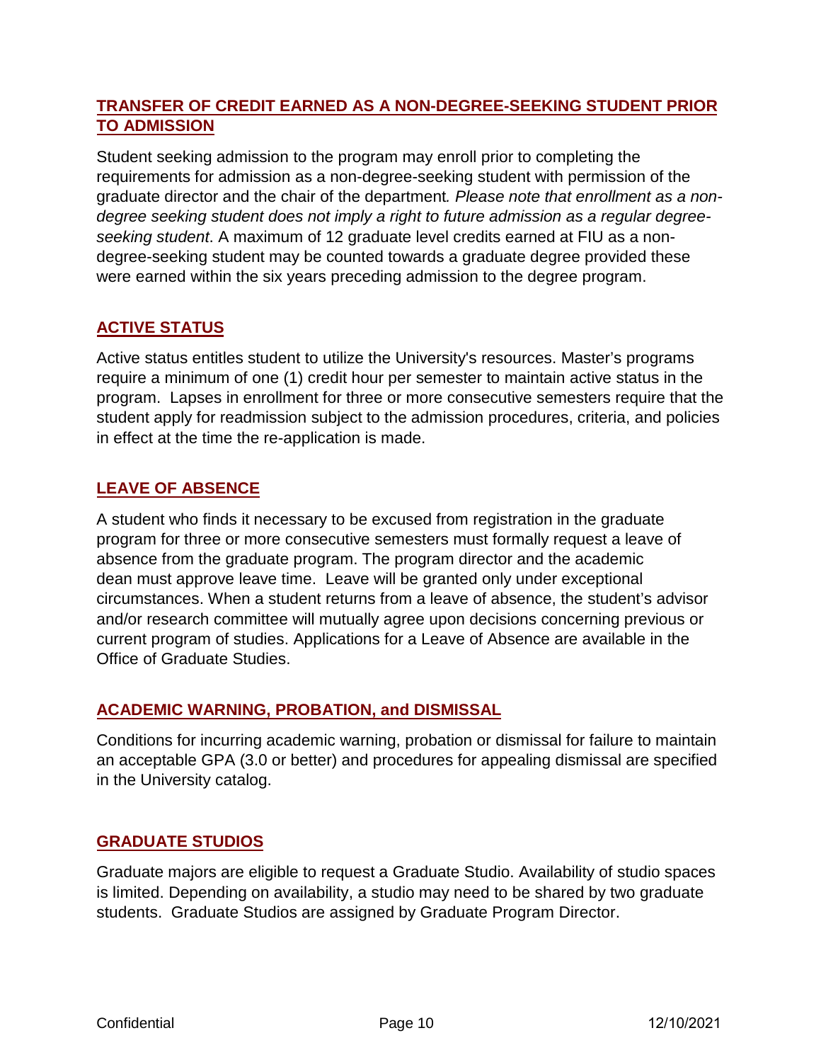## TRANSFER OF CREDIT EARNED AS A NON-DEGREE-SEEKING STUDENT PRIOR TO ADMISSION

Student seeking admission to the program may enroll prior to completing the requirements for admission as a non-degree-seeking student with permission of the graduate director and the chair of the department*. Please note that enrollment as a non-degree seeking student does not imply a right to future admission as a regular degree-seeking student*. A maximum of 12 graduate level credits earned at FIU as a non-degree-seeking student may be counted towards a graduate degree provided these were earned within the six years preceding admission to the degree program.

## ACTIVE STATUS

Active status entitles student to utilize the University's resources. Master's programs require a minimum of one (1) credit hour per semester to maintain active status in the program. Lapses in enrollment for three or more consecutive semesters require that the student apply for readmission subject to the admission procedures, criteria, and policies in effect at the time the re-application is made.

## LEAVE OF ABSENCE

A student who finds it necessary to be excused from registration in the graduate program for three or more consecutive semesters must formally request a leave of absence from the graduate program. The program director and the academic dean must approve leave time. Leave will be granted only under exceptional circumstances. When a student returns from a leave of absence, the student's advisor and/or research committee will mutually agree upon decisions concerning previous or current program of studies. Applications for a Leave of Absence are available in the Office of Graduate Studies.

## ACADEMIC WARNING, PROBATION, and DISMISSAL

Conditions for incurring academic warning, probation or dismissal for failure to maintain an acceptable GPA (3.0 or better) and procedures for appealing dismissal are specified in the University catalog.

## GRADUATE STUDIOS

Graduate majors are eligible to request a Graduate Studio. Availability of studio spaces is limited. Depending on availability, a studio may need to be shared by two graduate students. Graduate Studios are assigned by Graduate Program Director.